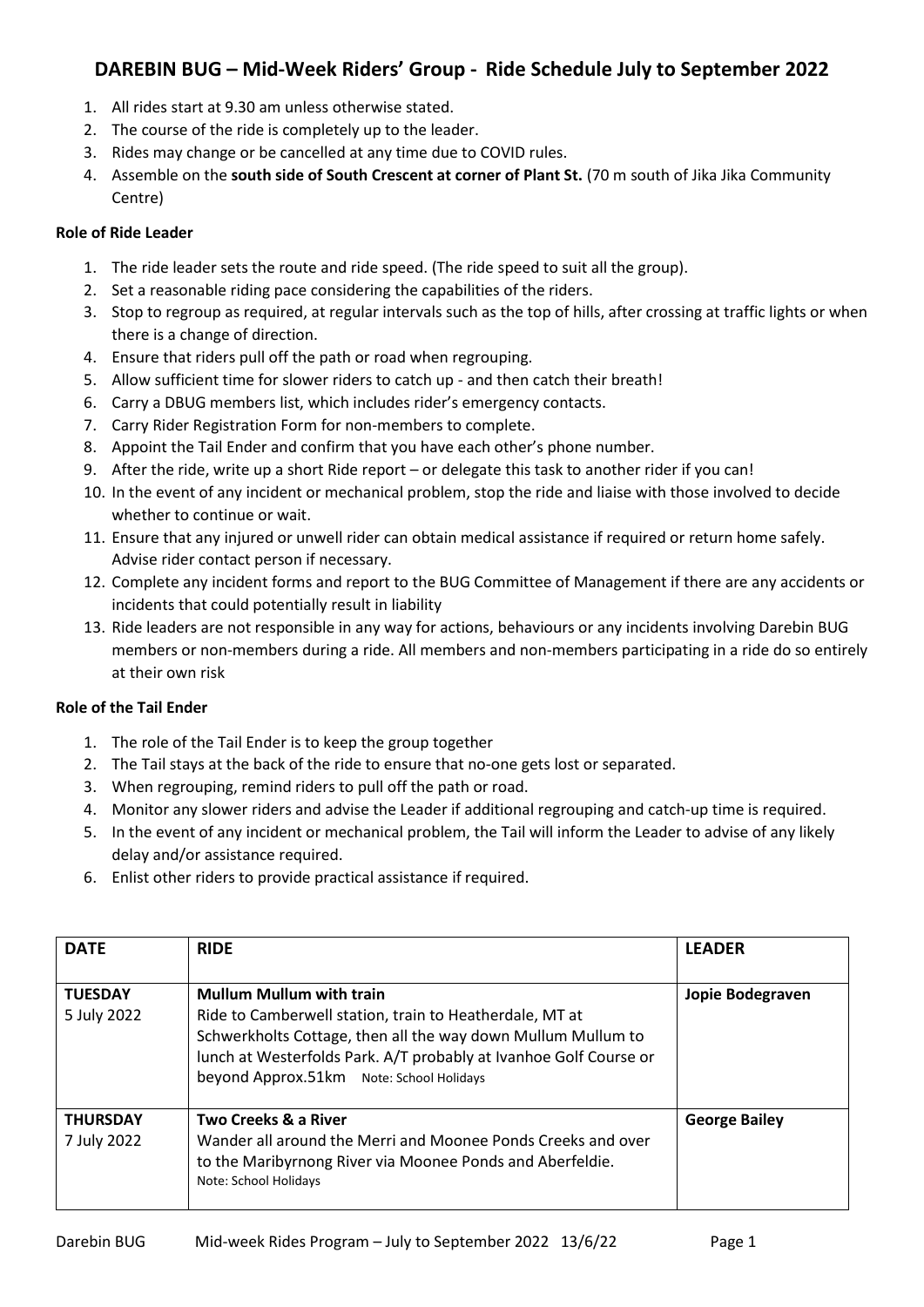# DAREBIN BUG – Mid-Week Riders' Group - Ride Schedule July to September 2022

1. All rides start at 9.30 am unless otherwise stated.
2. The course of the ride is completely up to the leader.
3. Rides may change or be cancelled at any time due to COVID rules.
4. Assemble on the **south side of South Crescent at corner of Plant St.** (70 m south of Jika Jika Community Centre)

**Role of Ride Leader**

1. The ride leader sets the route and ride speed. (The ride speed to suit all the group).
2. Set a reasonable riding pace considering the capabilities of the riders.
3. Stop to regroup as required, at regular intervals such as the top of hills, after crossing at traffic lights or when there is a change of direction.
4. Ensure that riders pull off the path or road when regrouping.
5. Allow sufficient time for slower riders to catch up - and then catch their breath!
6. Carry a DBUG members list, which includes rider's emergency contacts.
7. Carry Rider Registration Form for non-members to complete.
8. Appoint the Tail Ender and confirm that you have each other's phone number.
9. After the ride, write up a short Ride report – or delegate this task to another rider if you can!
10. In the event of any incident or mechanical problem, stop the ride and liaise with those involved to decide whether to continue or wait.
11. Ensure that any injured or unwell rider can obtain medical assistance if required or return home safely. Advise rider contact person if necessary.
12. Complete any incident forms and report to the BUG Committee of Management if there are any accidents or incidents that could potentially result in liability
13. Ride leaders are not responsible in any way for actions, behaviours or any incidents involving Darebin BUG members or non-members during a ride. All members and non-members participating in a ride do so entirely at their own risk

**Role of the Tail Ender**

1. The role of the Tail Ender is to keep the group together
2. The Tail stays at the back of the ride to ensure that no-one gets lost or separated.
3. When regrouping, remind riders to pull off the path or road.
4. Monitor any slower riders and advise the Leader if additional regrouping and catch-up time is required.
5. In the event of any incident or mechanical problem, the Tail will inform the Leader to advise of any likely delay and/or assistance required.
6. Enlist other riders to provide practical assistance if required.

| DATE | RIDE | LEADER |
|---|---|---|
| **TUESDAY** 5 July 2022 | **Mullum Mullum with train** Ride to Camberwell station, train to Heatherdale, MT at Schwerkholts Cottage, then all the way down Mullum Mullum to lunch at Westerfolds Park. A/T probably at Ivanhoe Golf Course or beyond Approx.51km Note: School Holidays | **Jopie Bodegraven** |
| **THURSDAY** 7 July 2022 | **Two Creeks & a River** Wander all around the Merri and Moonee Ponds Creeks and over to the Maribyrnong River via Moonee Ponds and Aberfeldie. Note: School Holidays | **George Bailey** |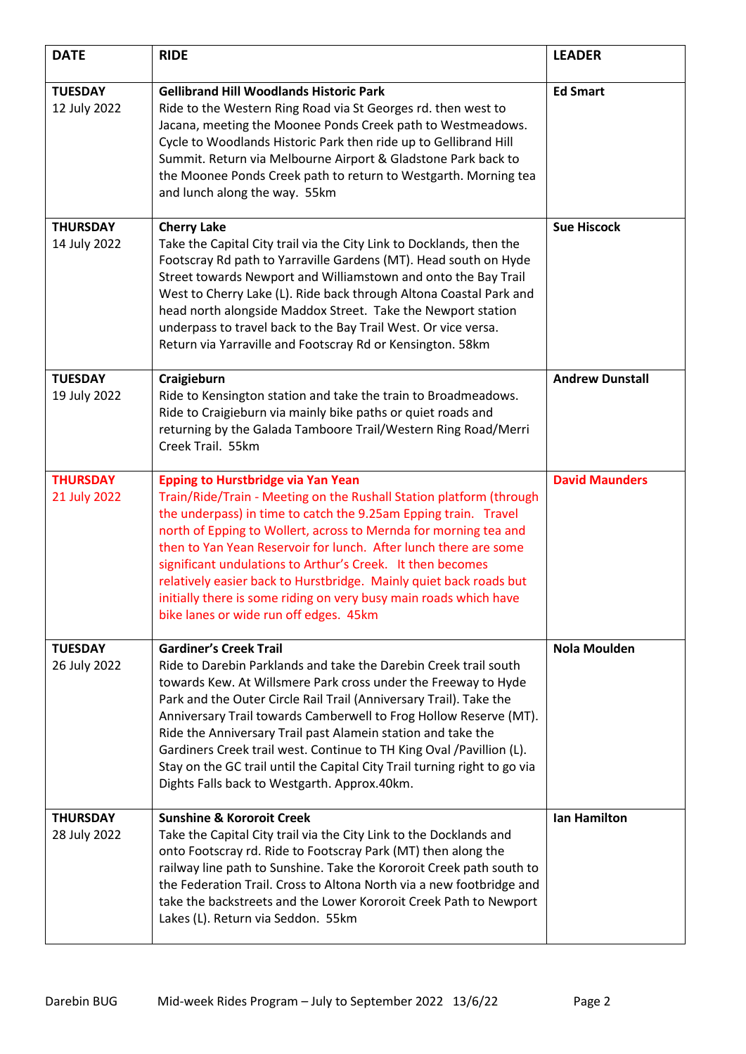| DATE | RIDE | LEADER |
|---|---|---|
| **TUESDAY** 12 July 2022 | **Gellibrand Hill Woodlands Historic Park** Ride to the Western Ring Road via St Georges rd. then west to Jacana, meeting the Moonee Ponds Creek path to Westmeadows. Cycle to Woodlands Historic Park then ride up to Gellibrand Hill Summit. Return via Melbourne Airport & Gladstone Park back to the Moonee Ponds Creek path to return to Westgarth. Morning tea and lunch along the way. 55km | **Ed Smart** |
| **THURSDAY** 14 July 2022 | **Cherry Lake** Take the Capital City trail via the City Link to Docklands, then the Footscray Rd path to Yarraville Gardens (MT). Head south on Hyde Street towards Newport and Williamstown and onto the Bay Trail West to Cherry Lake (L). Ride back through Altona Coastal Park and head north alongside Maddox Street. Take the Newport station underpass to travel back to the Bay Trail West. Or vice versa. Return via Yarraville and Footscray Rd or Kensington. 58km | **Sue Hiscock** |
| **TUESDAY** 19 July 2022 | **Craigieburn** Ride to Kensington station and take the train to Broadmeadows. Ride to Craigieburn via mainly bike paths or quiet roads and returning by the Galada Tamboore Trail/Western Ring Road/Merri Creek Trail. 55km | **Andrew Dunstall** |
| **THURSDAY** 21 July 2022 | **Epping to Hurstbridge via Yan Yean** Train/Ride/Train - Meeting on the Rushall Station platform (through the underpass) in time to catch the 9.25am Epping train. Travel north of Epping to Wollert, across to Mernda for morning tea and then to Yan Yean Reservoir for lunch. After lunch there are some significant undulations to Arthur's Creek. It then becomes relatively easier back to Hurstbridge. Mainly quiet back roads but initially there is some riding on very busy main roads which have bike lanes or wide run off edges. 45km | **David Maunders** |
| **TUESDAY** 26 July 2022 | **Gardiner's Creek Trail** Ride to Darebin Parklands and take the Darebin Creek trail south towards Kew. At Willsmere Park cross under the Freeway to Hyde Park and the Outer Circle Rail Trail (Anniversary Trail). Take the Anniversary Trail towards Camberwell to Frog Hollow Reserve (MT). Ride the Anniversary Trail past Alamein station and take the Gardiners Creek trail west. Continue to TH King Oval /Pavillion (L). Stay on the GC trail until the Capital City Trail turning right to go via Dights Falls back to Westgarth. Approx.40km. | **Nola Moulden** |
| **THURSDAY** 28 July 2022 | **Sunshine & Kororoit Creek** Take the Capital City trail via the City Link to the Docklands and onto Footscray rd. Ride to Footscray Park (MT) then along the railway line path to Sunshine. Take the Kororoit Creek path south to the Federation Trail. Cross to Altona North via a new footbridge and take the backstreets and the Lower Kororoit Creek Path to Newport Lakes (L). Return via Seddon. 55km | **Ian Hamilton** |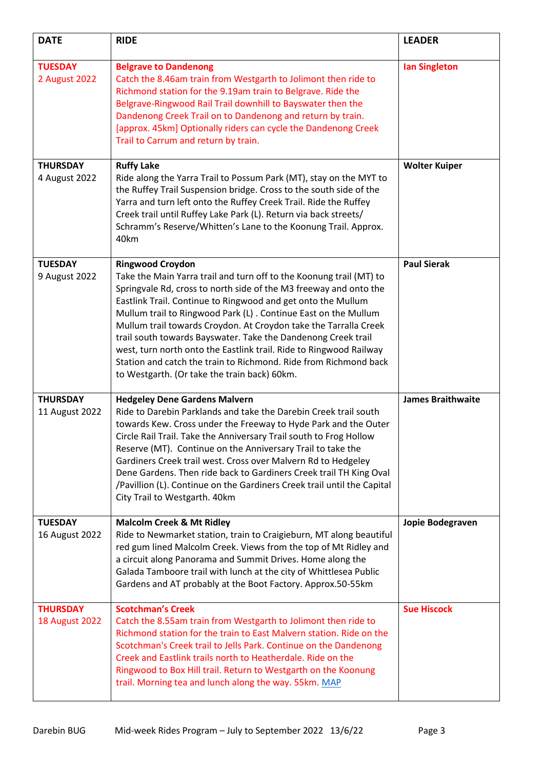| DATE | RIDE | LEADER |
|---|---|---|
| **TUESDAY** 2 August 2022 | **Belgrave to Dandenong** Catch the 8.46am train from Westgarth to Jolimont then ride to Richmond station for the 9.19am train to Belgrave. Ride the Belgrave-Ringwood Rail Trail downhill to Bayswater then the Dandenong Creek Trail on to Dandenong and return by train. [approx. 45km] Optionally riders can cycle the Dandenong Creek Trail to Carrum and return by train. | **Ian Singleton** |
| **THURSDAY** 4 August 2022 | **Ruffy Lake** Ride along the Yarra Trail to Possum Park (MT), stay on the MYT to the Ruffey Trail Suspension bridge. Cross to the south side of the Yarra and turn left onto the Ruffey Creek Trail. Ride the Ruffey Creek trail until Ruffey Lake Park (L). Return via back streets/ Schramm's Reserve/Whitten's Lane to the Koonung Trail. Approx. 40km | **Wolter Kuiper** |
| **TUESDAY** 9 August 2022 | **Ringwood Croydon** Take the Main Yarra trail and turn off to the Koonung trail (MT) to Springvale Rd, cross to north side of the M3 freeway and onto the Eastlink Trail. Continue to Ringwood and get onto the Mullum Mullum trail to Ringwood Park (L) . Continue East on the Mullum Mullum trail towards Croydon. At Croydon take the Tarralla Creek trail south towards Bayswater. Take the Dandenong Creek trail west, turn north onto the Eastlink trail. Ride to Ringwood Railway Station and catch the train to Richmond. Ride from Richmond back to Westgarth. (Or take the train back) 60km. | **Paul Sierak** |
| **THURSDAY** 11 August 2022 | **Hedgeley Dene Gardens Malvern** Ride to Darebin Parklands and take the Darebin Creek trail south towards Kew. Cross under the Freeway to Hyde Park and the Outer Circle Rail Trail. Take the Anniversary Trail south to Frog Hollow Reserve (MT). Continue on the Anniversary Trail to take the Gardiners Creek trail west. Cross over Malvern Rd to Hedgeley Dene Gardens. Then ride back to Gardiners Creek trail TH King Oval /Pavillion (L). Continue on the Gardiners Creek trail until the Capital City Trail to Westgarth. 40km | **James Braithwaite** |
| **TUESDAY** 16 August 2022 | **Malcolm Creek & Mt Ridley** Ride to Newmarket station, train to Craigieburn, MT along beautiful red gum lined Malcolm Creek. Views from the top of Mt Ridley and a circuit along Panorama and Summit Drives. Home along the Galada Tamboore trail with lunch at the city of Whittlesea Public Gardens and AT probably at the Boot Factory. Approx.50-55km | **Jopie Bodegraven** |
| **THURSDAY** 18 August 2022 | **Scotchman's Creek** Catch the 8.55am train from Westgarth to Jolimont then ride to Richmond station for the train to East Malvern station. Ride on the Scotchman's Creek trail to Jells Park. Continue on the Dandenong Creek and Eastlink trails north to Heatherdale. Ride on the Ringwood to Box Hill trail. Return to Westgarth on the Koonung trail. Morning tea and lunch along the way. 55km. MAP | **Sue Hiscock** |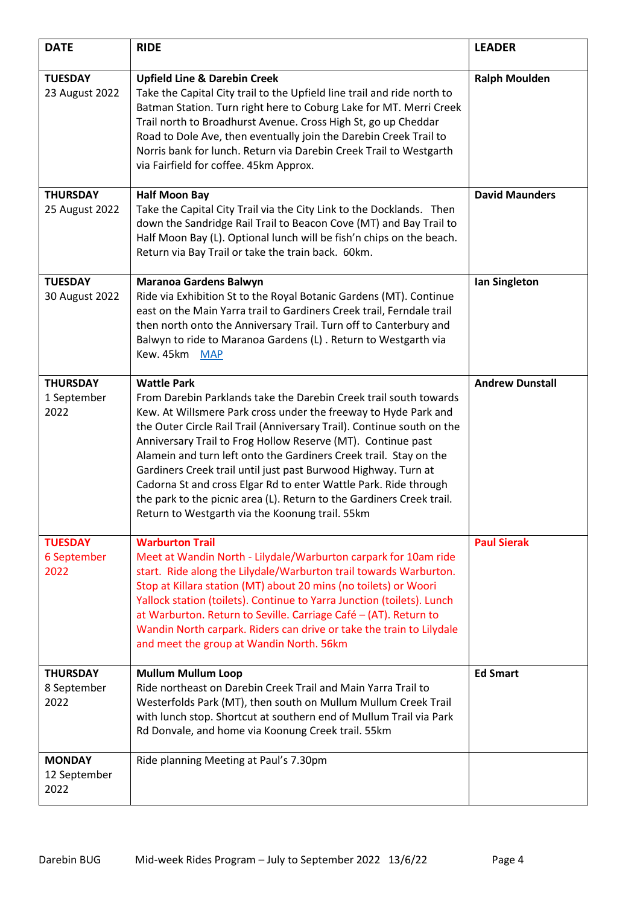| DATE | RIDE | LEADER |
|---|---|---|
| **TUESDAY** 23 August 2022 | **Upfield Line & Darebin Creek** Take the Capital City trail to the Upfield line trail and ride north to Batman Station. Turn right here to Coburg Lake for MT. Merri Creek Trail north to Broadhurst Avenue. Cross High St, go up Cheddar Road to Dole Ave, then eventually join the Darebin Creek Trail to Norris bank for lunch. Return via Darebin Creek Trail to Westgarth via Fairfield for coffee. 45km Approx. | **Ralph Moulden** |
| **THURSDAY** 25 August 2022 | **Half Moon Bay** Take the Capital City Trail via the City Link to the Docklands. Then down the Sandridge Rail Trail to Beacon Cove (MT) and Bay Trail to Half Moon Bay (L). Optional lunch will be fish'n chips on the beach. Return via Bay Trail or take the train back. 60km. | **David Maunders** |
| **TUESDAY** 30 August 2022 | **Maranoa Gardens Balwyn** Ride via Exhibition St to the Royal Botanic Gardens (MT). Continue east on the Main Yarra trail to Gardiners Creek trail, Ferndale trail then north onto the Anniversary Trail. Turn off to Canterbury and Balwyn to ride to Maranoa Gardens (L) . Return to Westgarth via Kew. 45km MAP | **Ian Singleton** |
| **THURSDAY** 1 September 2022 | **Wattle Park** From Darebin Parklands take the Darebin Creek trail south towards Kew. At Willsmere Park cross under the freeway to Hyde Park and the Outer Circle Rail Trail (Anniversary Trail). Continue south on the Anniversary Trail to Frog Hollow Reserve (MT). Continue past Alamein and turn left onto the Gardiners Creek trail. Stay on the Gardiners Creek trail until just past Burwood Highway. Turn at Cadorna St and cross Elgar Rd to enter Wattle Park. Ride through the park to the picnic area (L). Return to the Gardiners Creek trail. Return to Westgarth via the Koonung trail. 55km | **Andrew Dunstall** |
| **TUESDAY** 6 September 2022 | **Warburton Trail** Meet at Wandin North - Lilydale/Warburton carpark for 10am ride start. Ride along the Lilydale/Warburton trail towards Warburton. Stop at Killara station (MT) about 20 mins (no toilets) or Woori Yallock station (toilets). Continue to Yarra Junction (toilets). Lunch at Warburton. Return to Seville. Carriage Café – (AT). Return to Wandin North carpark. Riders can drive or take the train to Lilydale and meet the group at Wandin North. 56km | **Paul Sierak** |
| **THURSDAY** 8 September 2022 | **Mullum Mullum Loop** Ride northeast on Darebin Creek Trail and Main Yarra Trail to Westerfolds Park (MT), then south on Mullum Mullum Creek Trail with lunch stop. Shortcut at southern end of Mullum Trail via Park Rd Donvale, and home via Koonung Creek trail. 55km | **Ed Smart** |
| **MONDAY** 12 September 2022 | Ride planning Meeting at Paul's 7.30pm | |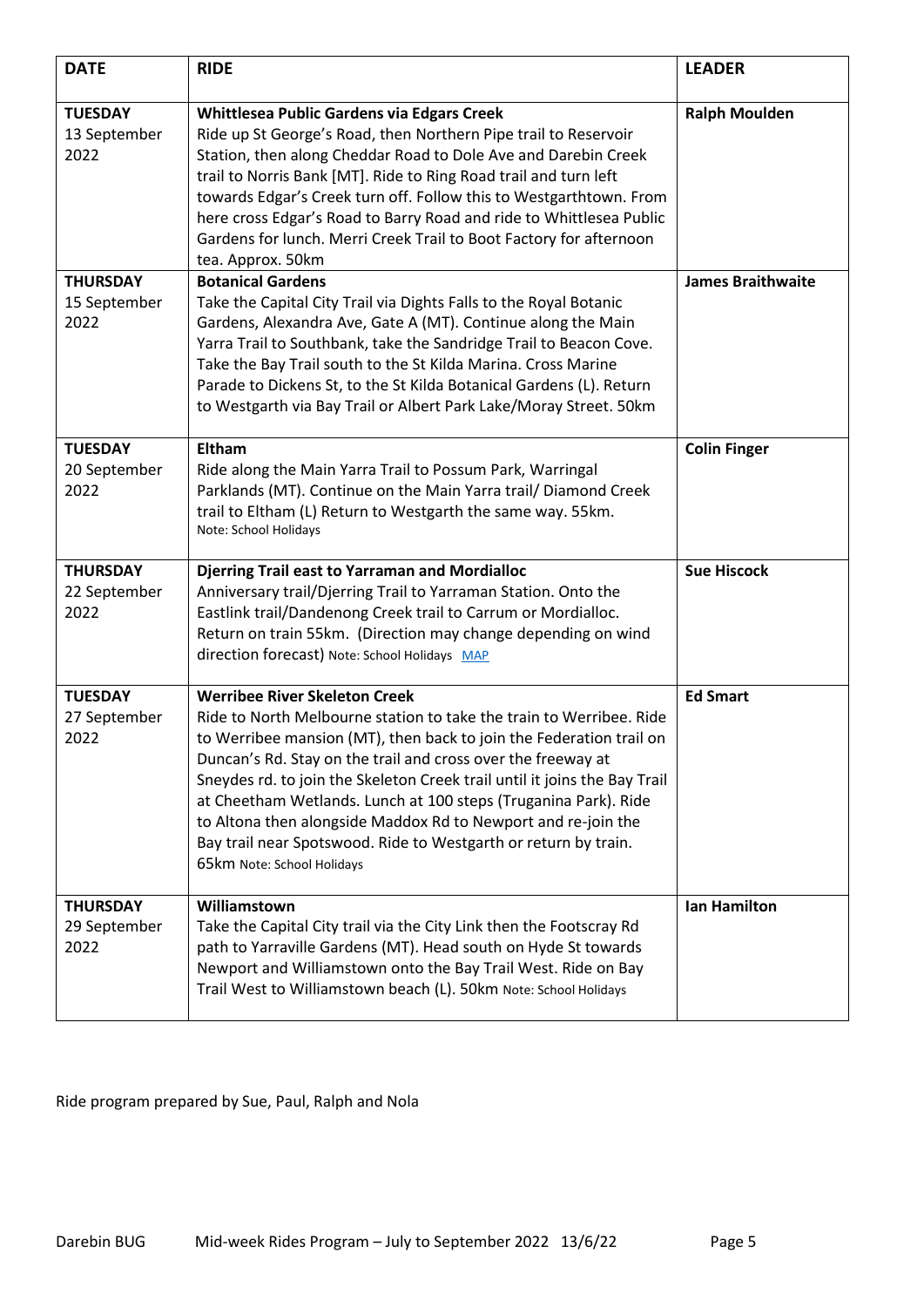| DATE | RIDE | LEADER |
|---|---|---|
| **TUESDAY** 13 September 2022 | **Whittlesea Public Gardens via Edgars Creek** Ride up St George's Road, then Northern Pipe trail to Reservoir Station, then along Cheddar Road to Dole Ave and Darebin Creek trail to Norris Bank [MT]. Ride to Ring Road trail and turn left towards Edgar's Creek turn off. Follow this to Westgarthtown. From here cross Edgar's Road to Barry Road and ride to Whittlesea Public Gardens for lunch. Merri Creek Trail to Boot Factory for afternoon tea. Approx. 50km | **Ralph Moulden** |
| **THURSDAY** 15 September 2022 | **Botanical Gardens** Take the Capital City Trail via Dights Falls to the Royal Botanic Gardens, Alexandra Ave, Gate A (MT). Continue along the Main Yarra Trail to Southbank, take the Sandridge Trail to Beacon Cove. Take the Bay Trail south to the St Kilda Marina. Cross Marine Parade to Dickens St, to the St Kilda Botanical Gardens (L). Return to Westgarth via Bay Trail or Albert Park Lake/Moray Street. 50km | **James Braithwaite** |
| **TUESDAY** 20 September 2022 | **Eltham** Ride along the Main Yarra Trail to Possum Park, Warringal Parklands (MT). Continue on the Main Yarra trail/ Diamond Creek trail to Eltham (L) Return to Westgarth the same way. 55km. Note: School Holidays | **Colin Finger** |
| **THURSDAY** 22 September 2022 | **Djerring Trail east to Yarraman and Mordialloc** Anniversary trail/Djerring Trail to Yarraman Station. Onto the Eastlink trail/Dandenong Creek trail to Carrum or Mordialloc. Return on train 55km. (Direction may change depending on wind direction forecast) Note: School Holidays MAP | **Sue Hiscock** |
| **TUESDAY** 27 September 2022 | **Werribee River Skeleton Creek** Ride to North Melbourne station to take the train to Werribee. Ride to Werribee mansion (MT), then back to join the Federation trail on Duncan's Rd. Stay on the trail and cross over the freeway at Sneydes rd. to join the Skeleton Creek trail until it joins the Bay Trail at Cheetham Wetlands. Lunch at 100 steps (Truganina Park). Ride to Altona then alongside Maddox Rd to Newport and re-join the Bay trail near Spotswood. Ride to Westgarth or return by train. 65km Note: School Holidays | **Ed Smart** |
| **THURSDAY** 29 September 2022 | **Williamstown** Take the Capital City trail via the City Link then the Footscray Rd path to Yarraville Gardens (MT). Head south on Hyde St towards Newport and Williamstown onto the Bay Trail West. Ride on Bay Trail West to Williamstown beach (L). 50km Note: School Holidays | **Ian Hamilton** |

Ride program prepared by Sue, Paul, Ralph and Nola